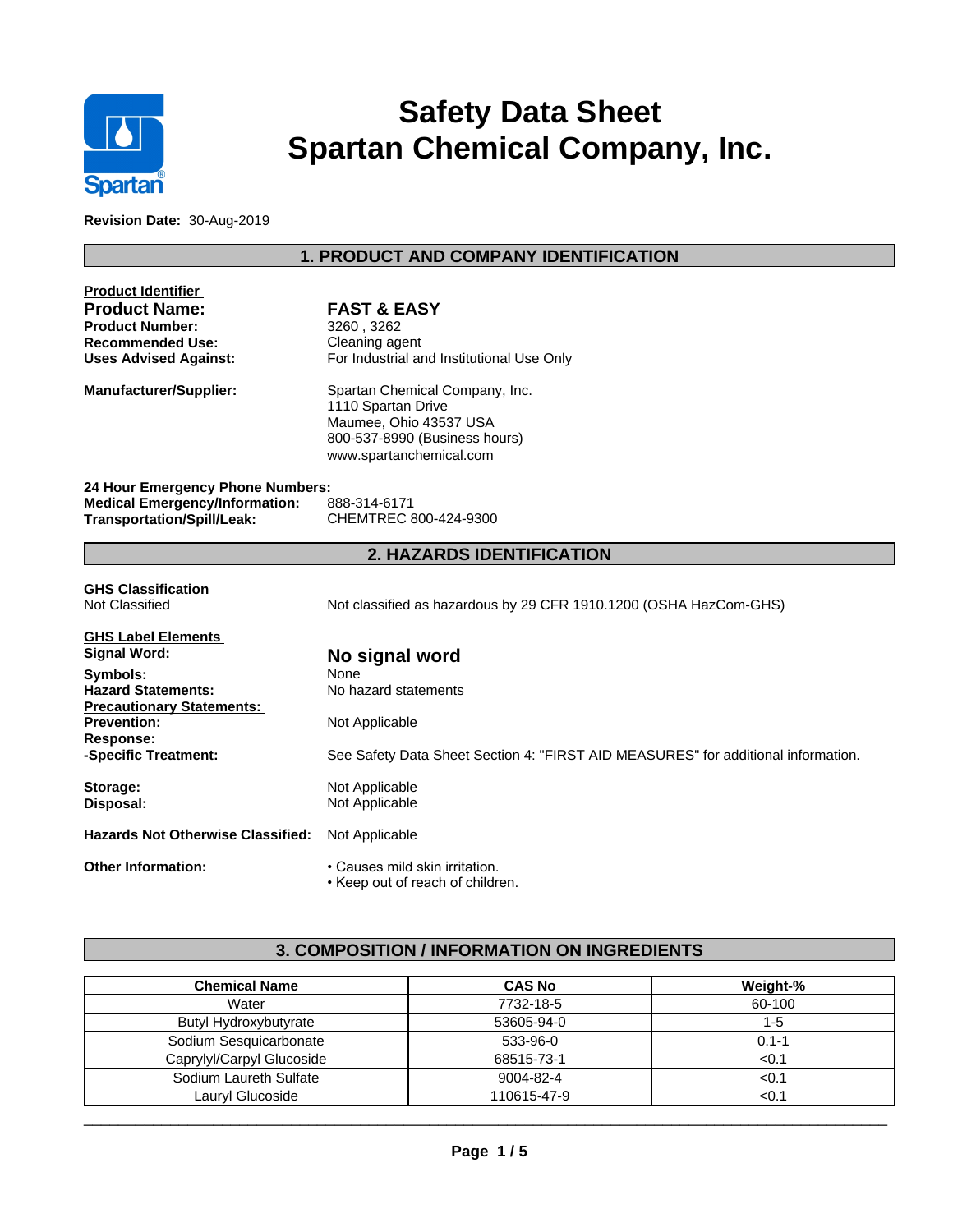# Safety Data Sheet
# Spartan Chemical Company, Inc.

**Revision Date:** 30-Aug-2019

## 1. PRODUCT AND COMPANY IDENTIFICATION

**Product Identifier**

| | |
|---|---|
| **Product Name:** | **FAST & EASY** |
| **Product Number:** | 3260 , 3262 |
| **Recommended Use:** | Cleaning agent |
| **Uses Advised Against:** | For Industrial and Institutional Use Only |

**Manufacturer/Supplier:**
Spartan Chemical Company, Inc.
1110 Spartan Drive
Maumee, Ohio 43537 USA
800-537-8990 (Business hours)
www.spartanchemical.com

**24 Hour Emergency Phone Numbers:**

| | |
|---|---|
| **Medical Emergency/Information:** | 888-314-6171 |
| **Transportation/Spill/Leak:** | CHEMTREC 800-424-9300 |

## 2. HAZARDS IDENTIFICATION

**GHS Classification**
Not Classified — Not classified as hazardous by 29 CFR 1910.1200 (OSHA HazCom-GHS)

**GHS Label Elements**

| | |
|---|---|
| **Signal Word:** | **No signal word** |
| **Symbols:** | None |
| **Hazard Statements:** | No hazard statements |

**Precautionary Statements:**

| | |
|---|---|
| **Prevention:** | Not Applicable |
| **Response:** | |
| **-Specific Treatment:** | See Safety Data Sheet Section 4: "FIRST AID MEASURES" for additional information. |
| **Storage:** | Not Applicable |
| **Disposal:** | Not Applicable |

**Hazards Not Otherwise Classified:** Not Applicable

**Other Information:**
- Causes mild skin irritation.
- Keep out of reach of children.

## 3. COMPOSITION / INFORMATION ON INGREDIENTS

| Chemical Name | CAS No | Weight-% |
|---|---|---|
| Water | 7732-18-5 | 60-100 |
| Butyl Hydroxybutyrate | 53605-94-0 | 1-5 |
| Sodium Sesquicarbonate | 533-96-0 | 0.1-1 |
| Caprylyl/Carpyl Glucoside | 68515-73-1 | <0.1 |
| Sodium Laureth Sulfate | 9004-82-4 | <0.1 |
| Lauryl Glucoside | 110615-47-9 | <0.1 |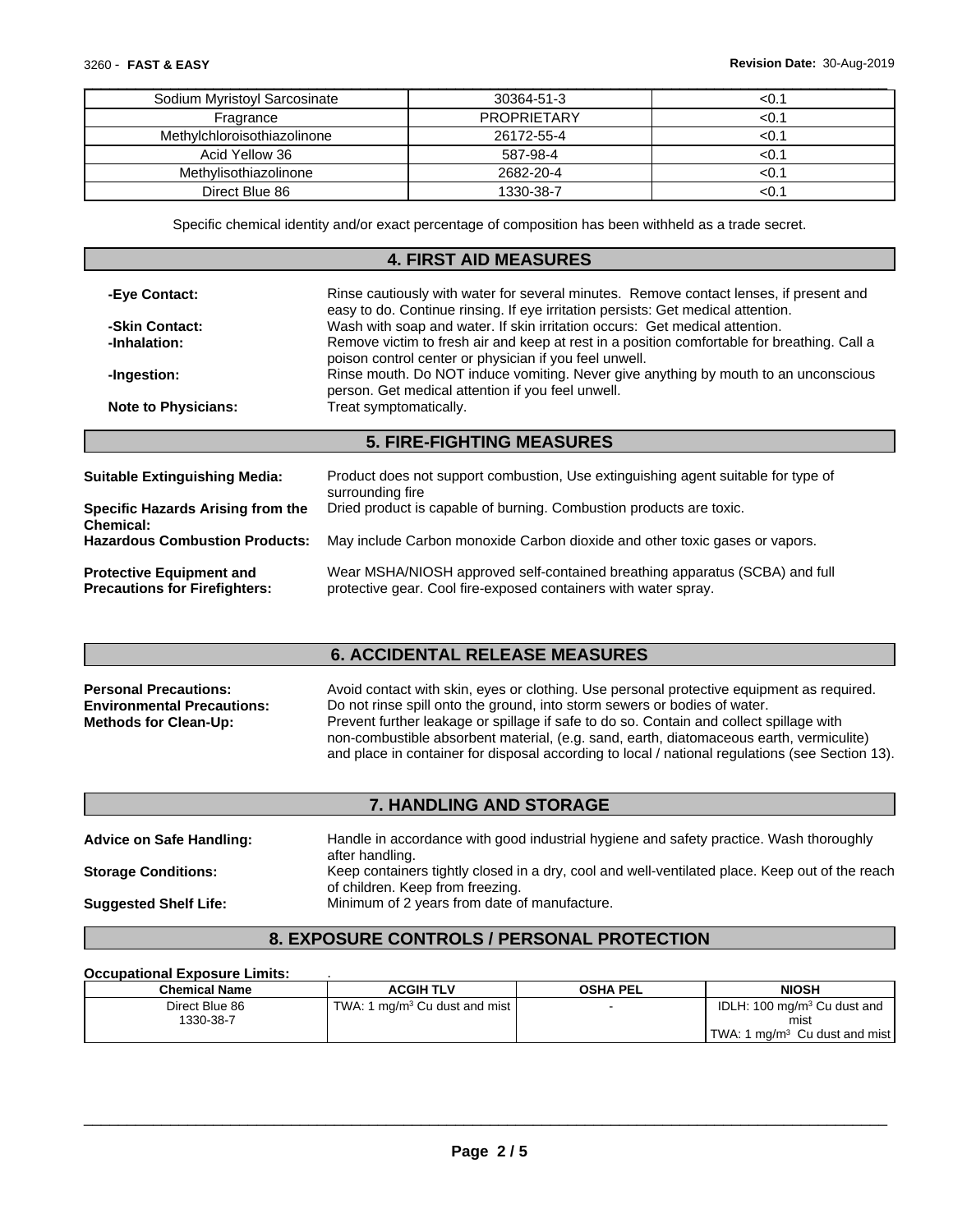| Sodium Myristoyl Sarcosinate | 30364-51-3 | <0.1 |
| --- | --- | --- |
| Fragrance | PROPRIETARY | <0.1 |
| Methylchloroisothiazolinone | 26172-55-4 | <0.1 |
| Acid Yellow 36 | 587-98-4 | <0.1 |
| Methylisothiazolinone | 2682-20-4 | <0.1 |
| Direct Blue 86 | 1330-38-7 | <0.1 |

Specific chemical identity and/or exact percentage of composition has been withheld as a trade secret.

## 4. FIRST AID MEASURES

**-Eye Contact:** Rinse cautiously with water for several minutes. Remove contact lenses, if present and easy to do. Continue rinsing. If eye irritation persists: Get medical attention.

**-Skin Contact:** Wash with soap and water. If skin irritation occurs: Get medical attention.

**-Inhalation:** Remove victim to fresh air and keep at rest in a position comfortable for breathing. Call a poison control center or physician if you feel unwell.

**-Ingestion:** Rinse mouth. Do NOT induce vomiting. Never give anything by mouth to an unconscious person. Get medical attention if you feel unwell.

**Note to Physicians:** Treat symptomatically.

## 5. FIRE-FIGHTING MEASURES

**Suitable Extinguishing Media:** Product does not support combustion, Use extinguishing agent suitable for type of surrounding fire

**Specific Hazards Arising from the Chemical:** Dried product is capable of burning. Combustion products are toxic.

**Hazardous Combustion Products:** May include Carbon monoxide Carbon dioxide and other toxic gases or vapors.

**Protective Equipment and Precautions for Firefighters:** Wear MSHA/NIOSH approved self-contained breathing apparatus (SCBA) and full protective gear. Cool fire-exposed containers with water spray.

## 6. ACCIDENTAL RELEASE MEASURES

**Personal Precautions:** Avoid contact with skin, eyes or clothing. Use personal protective equipment as required.

**Environmental Precautions:** Do not rinse spill onto the ground, into storm sewers or bodies of water.

**Methods for Clean-Up:** Prevent further leakage or spillage if safe to do so. Contain and collect spillage with non-combustible absorbent material, (e.g. sand, earth, diatomaceous earth, vermiculite) and place in container for disposal according to local / national regulations (see Section 13).

## 7. HANDLING AND STORAGE

**Advice on Safe Handling:** Handle in accordance with good industrial hygiene and safety practice. Wash thoroughly after handling.

**Storage Conditions:** Keep containers tightly closed in a dry, cool and well-ventilated place. Keep out of the reach of children. Keep from freezing.

**Suggested Shelf Life:** Minimum of 2 years from date of manufacture.

## 8. EXPOSURE CONTROLS / PERSONAL PROTECTION

**Occupational Exposure Limits:** .

| Chemical Name | ACGIH TLV | OSHA PEL | NIOSH |
| --- | --- | --- | --- |
| Direct Blue 86<br>1330-38-7 | TWA: 1 mg/m$^3$ Cu dust and mist | - | IDLH: 100 mg/m$^3$ Cu dust and mist<br>TWA: 1 mg/m$^3$ Cu dust and mist |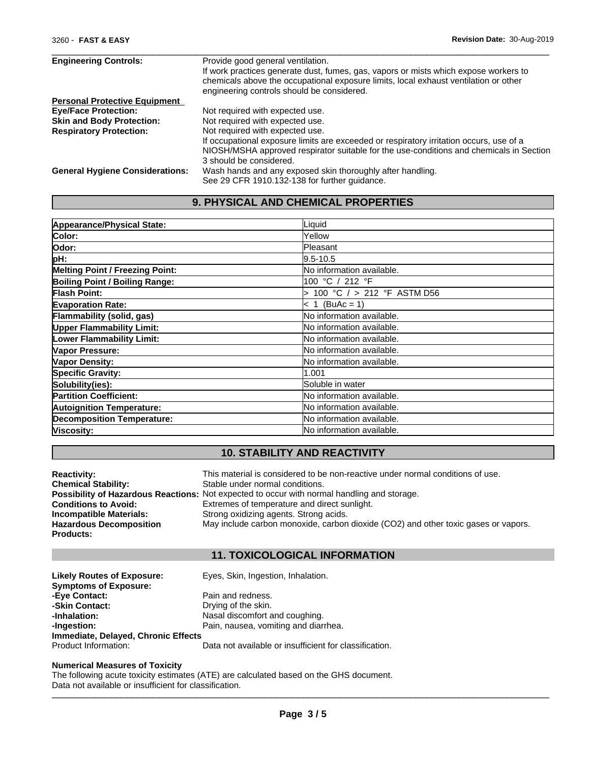| | |
|---|---|
| **Engineering Controls:** | Provide good general ventilation.<br>If work practices generate dust, fumes, gas, vapors or mists which expose workers to chemicals above the occupational exposure limits, local exhaust ventilation or other engineering controls should be considered. |

**Personal Protective Equipment**

| | |
|---|---|
| **Eye/Face Protection:** | Not required with expected use. |
| **Skin and Body Protection:** | Not required with expected use. |
| **Respiratory Protection:** | Not required with expected use.<br>If occupational exposure limits are exceeded or respiratory irritation occurs, use of a NIOSH/MSHA approved respirator suitable for the use-conditions and chemicals in Section 3 should be considered. |
| **General Hygiene Considerations:** | Wash hands and any exposed skin thoroughly after handling.<br>See 29 CFR 1910.132-138 for further guidance. |

## 9. PHYSICAL AND CHEMICAL PROPERTIES

| Property | Value |
|---|---|
| **Appearance/Physical State:** | Liquid |
| **Color:** | Yellow |
| **Odor:** | Pleasant |
| **pH:** | 9.5-10.5 |
| **Melting Point / Freezing Point:** | No information available. |
| **Boiling Point / Boiling Range:** | 100 °C / 212 °F |
| **Flash Point:** | > 100 °C / > 212 °F ASTM D56 |
| **Evaporation Rate:** | < 1 (BuAc = 1) |
| **Flammability (solid, gas)** | No information available. |
| **Upper Flammability Limit:** | No information available. |
| **Lower Flammability Limit:** | No information available. |
| **Vapor Pressure:** | No information available. |
| **Vapor Density:** | No information available. |
| **Specific Gravity:** | 1.001 |
| **Solubility(ies):** | Soluble in water |
| **Partition Coefficient:** | No information available. |
| **Autoignition Temperature:** | No information available. |
| **Decomposition Temperature:** | No information available. |
| **Viscosity:** | No information available. |

## 10. STABILITY AND REACTIVITY

| | |
|---|---|
| **Reactivity:** | This material is considered to be non-reactive under normal conditions of use. |
| **Chemical Stability:** | Stable under normal conditions. |
| **Possibility of Hazardous Reactions:** | Not expected to occur with normal handling and storage. |
| **Conditions to Avoid:** | Extremes of temperature and direct sunlight. |
| **Incompatible Materials:** | Strong oxidizing agents. Strong acids. |
| **Hazardous Decomposition Products:** | May include carbon monoxide, carbon dioxide ($CO_2$) and other toxic gases or vapors. |

## 11. TOXICOLOGICAL INFORMATION

**Likely Routes of Exposure:** Eyes, Skin, Ingestion, Inhalation.

**Symptoms of Exposure:**

| | |
|---|---|
| **-Eye Contact:** | Pain and redness. |
| **-Skin Contact:** | Drying of the skin. |
| **-Inhalation:** | Nasal discomfort and coughing. |
| **-Ingestion:** | Pain, nausea, vomiting and diarrhea. |

**Immediate, Delayed, Chronic Effects**

Product Information: Data not available or insufficient for classification.

**Numerical Measures of Toxicity**

The following acute toxicity estimates (ATE) are calculated based on the GHS document.
Data not available or insufficient for classification.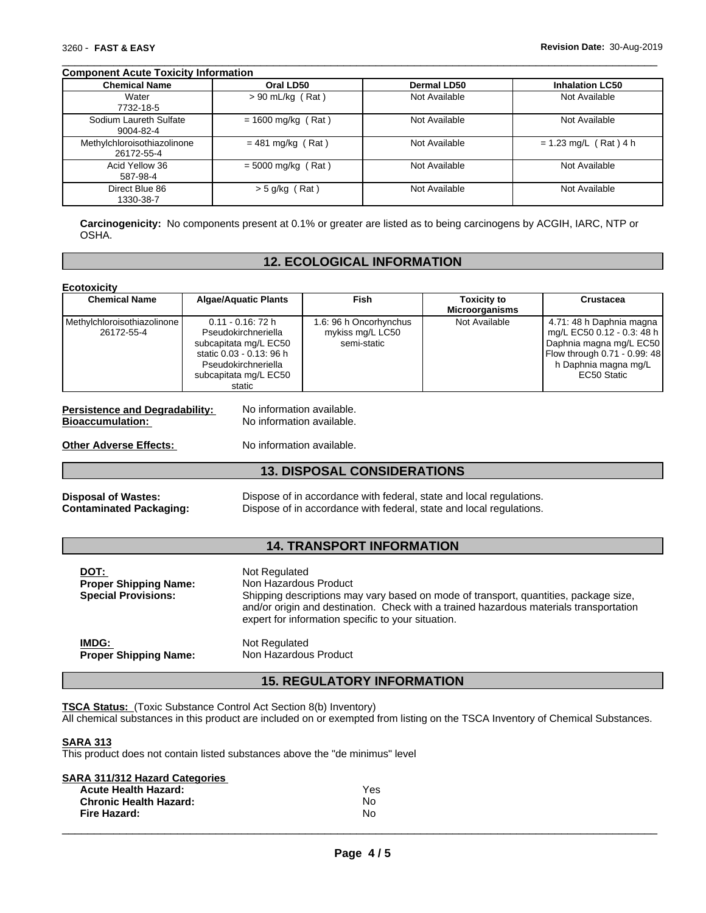**Component Acute Toxicity Information**

| Chemical Name | Oral LD50 | Dermal LD50 | Inhalation LC50 |
|---|---|---|---|
| Water 7732-18-5 | > 90 mL/kg ( Rat ) | Not Available | Not Available |
| Sodium Laureth Sulfate 9004-82-4 | = 1600 mg/kg ( Rat ) | Not Available | Not Available |
| Methylchloroisothiazolinone 26172-55-4 | = 481 mg/kg ( Rat ) | Not Available | = 1.23 mg/L ( Rat ) 4 h |
| Acid Yellow 36 587-98-4 | = 5000 mg/kg ( Rat ) | Not Available | Not Available |
| Direct Blue 86 1330-38-7 | > 5 g/kg ( Rat ) | Not Available | Not Available |

**Carcinogenicity:** No components present at 0.1% or greater are listed as to being carcinogens by ACGIH, IARC, NTP or OSHA.

## 12. ECOLOGICAL INFORMATION

**Ecotoxicity**

| Chemical Name | Algae/Aquatic Plants | Fish | Toxicity to Microorganisms | Crustacea |
|---|---|---|---|---|
| Methylchloroisothiazolinone 26172-55-4 | 0.11 - 0.16: 72 h Pseudokirchneriella subcapitata mg/L EC50 static 0.03 - 0.13: 96 h Pseudokirchneriella subcapitata mg/L EC50 static | 1.6: 96 h Oncorhynchus mykiss mg/L LC50 semi-static | Not Available | 4.71: 48 h Daphnia magna mg/L EC50 0.12 - 0.3: 48 h Daphnia magna mg/L EC50 Flow through 0.71 - 0.99: 48 h Daphnia magna mg/L EC50 Static |

**Persistence and Degradability:** No information available.
**Bioaccumulation:** No information available.

**Other Adverse Effects:** No information available.

## 13. DISPOSAL CONSIDERATIONS

**Disposal of Wastes:** Dispose of in accordance with federal, state and local regulations.
**Contaminated Packaging:** Dispose of in accordance with federal, state and local regulations.

## 14. TRANSPORT INFORMATION

**DOT:** Not Regulated
**Proper Shipping Name:** Non Hazardous Product
**Special Provisions:** Shipping descriptions may vary based on mode of transport, quantities, package size, and/or origin and destination. Check with a trained hazardous materials transportation expert for information specific to your situation.

**IMDG:** Not Regulated
**Proper Shipping Name:** Non Hazardous Product

## 15. REGULATORY INFORMATION

**TSCA Status:** (Toxic Substance Control Act Section 8(b) Inventory)
All chemical substances in this product are included on or exempted from listing on the TSCA Inventory of Chemical Substances.

**SARA 313**
This product does not contain listed substances above the "de minimus" level

**SARA 311/312 Hazard Categories**

**Acute Health Hazard:** Yes
**Chronic Health Hazard:** No
**Fire Hazard:** No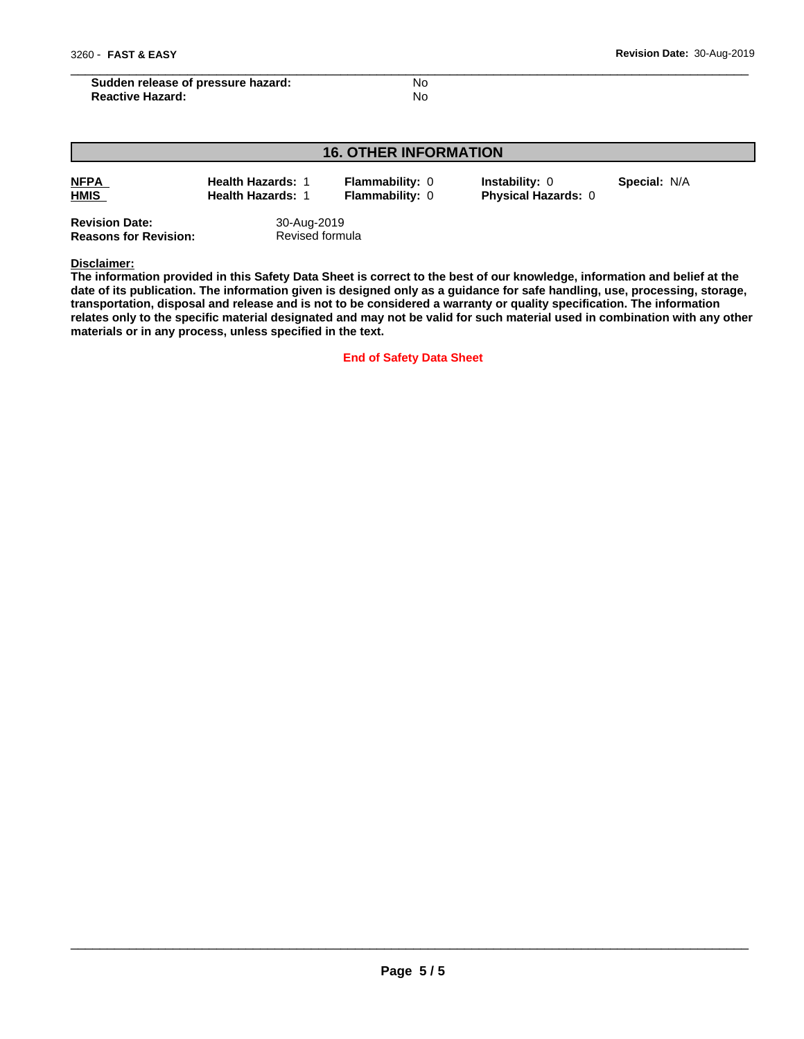**Sudden release of pressure hazard:** No
**Reactive Hazard:** No

## 16. OTHER INFORMATION

| | | | | |
|---|---|---|---|---|
| **NFPA** | **Health Hazards:** 1 | **Flammability:** 0 | **Instability:** 0 | **Special:** N/A |
| **HMIS** | **Health Hazards:** 1 | **Flammability:** 0 | **Physical Hazards:** 0 | |

**Revision Date:** 30-Aug-2019
**Reasons for Revision:** Revised formula

**Disclaimer:**

**The information provided in this Safety Data Sheet is correct to the best of our knowledge, information and belief at the date of its publication. The information given is designed only as a guidance for safe handling, use, processing, storage, transportation, disposal and release and is not to be considered a warranty or quality specification. The information relates only to the specific material designated and may not be valid for such material used in combination with any other materials or in any process, unless specified in the text.**

**End of Safety Data Sheet**